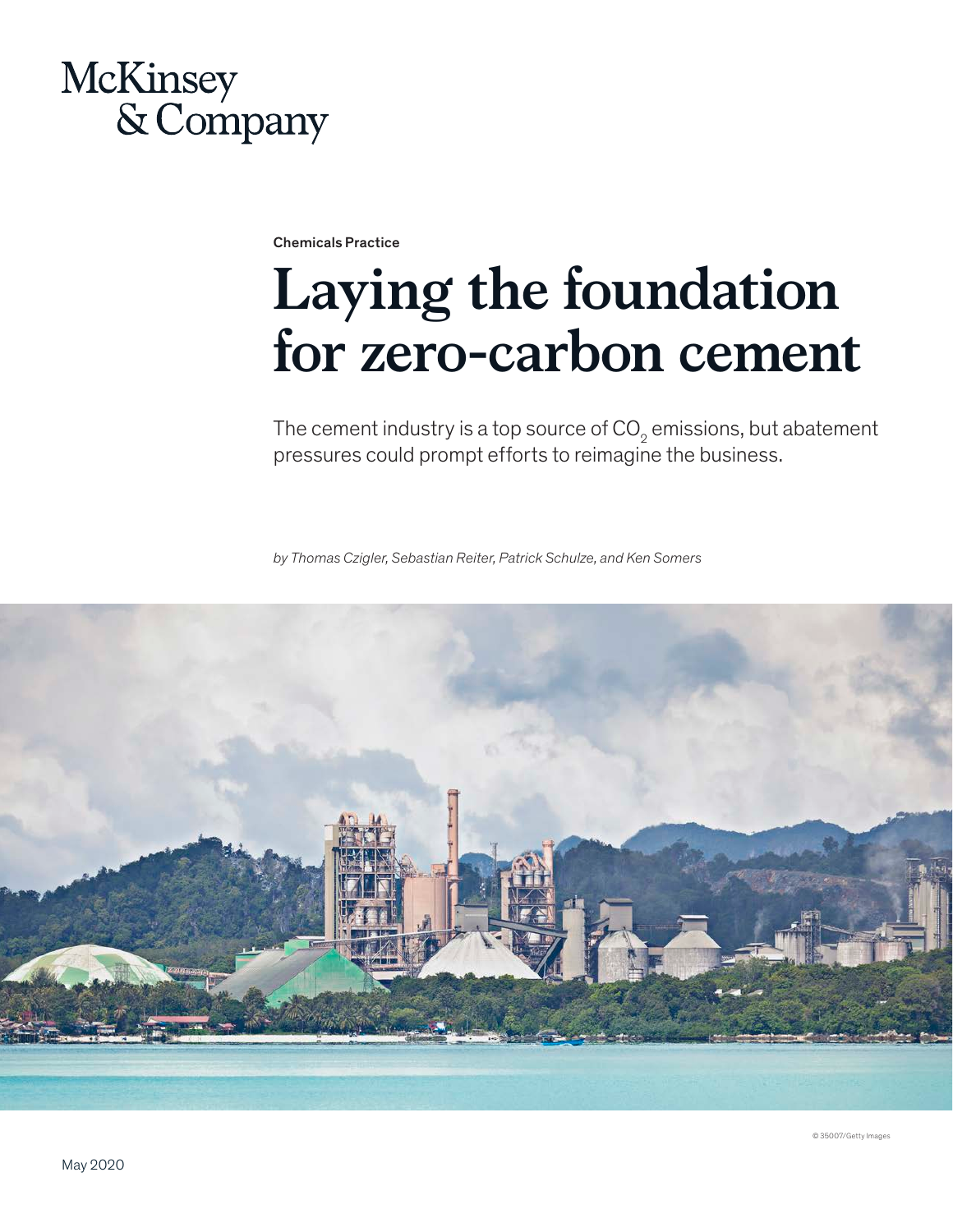McKinsey & Company

Chemicals Practice

# Laying the foundation for zero-carbon cement

The cement industry is a top source of $CO_2$ emissions, but abatement pressures could prompt efforts to reimagine the business.

*by Thomas Czigler, Sebastian Reiter, Patrick Schulze, and Ken Somers*

© 35007/Getty Images

May 2020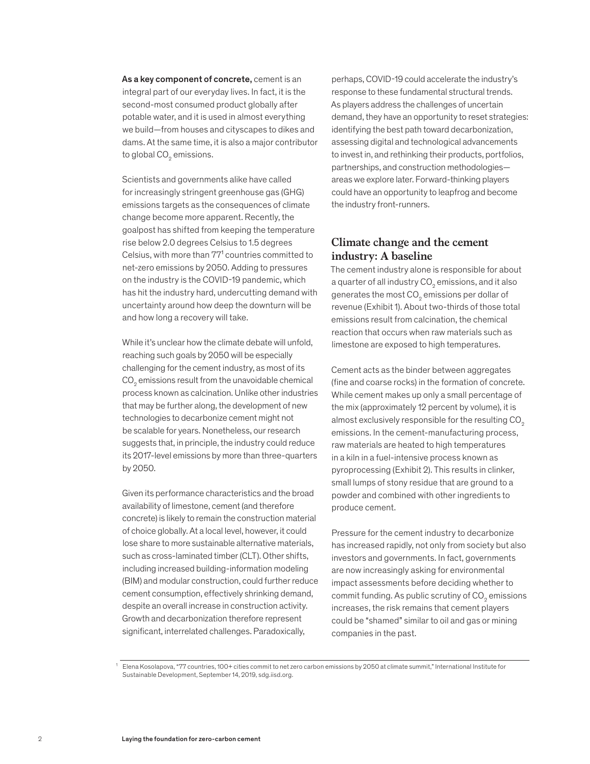**As a key component of concrete,** cement is an integral part of our everyday lives. In fact, it is the second-most consumed product globally after potable water, and it is used in almost everything we build—from houses and cityscapes to dikes and dams. At the same time, it is also a major contributor to global $CO_2$ emissions.

Scientists and governments alike have called for increasingly stringent greenhouse gas (GHG) emissions targets as the consequences of climate change become more apparent. Recently, the goalpost has shifted from keeping the temperature rise below 2.0 degrees Celsius to 1.5 degrees Celsius, with more than 77[1] countries committed to net-zero emissions by 2050. Adding to pressures on the industry is the COVID-19 pandemic, which has hit the industry hard, undercutting demand with uncertainty around how deep the downturn will be and how long a recovery will take.

While it's unclear how the climate debate will unfold, reaching such goals by 2050 will be especially challenging for the cement industry, as most of its $CO_2$ emissions result from the unavoidable chemical process known as calcination. Unlike other industries that may be further along, the development of new technologies to decarbonize cement might not be scalable for years. Nonetheless, our research suggests that, in principle, the industry could reduce its 2017-level emissions by more than three-quarters by 2050.

Given its performance characteristics and the broad availability of limestone, cement (and therefore concrete) is likely to remain the construction material of choice globally. At a local level, however, it could lose share to more sustainable alternative materials, such as cross-laminated timber (CLT). Other shifts, including increased building-information modeling (BIM) and modular construction, could further reduce cement consumption, effectively shrinking demand, despite an overall increase in construction activity. Growth and decarbonization therefore represent significant, interrelated challenges. Paradoxically, perhaps, COVID-19 could accelerate the industry's response to these fundamental structural trends. As players address the challenges of uncertain demand, they have an opportunity to reset strategies: identifying the best path toward decarbonization, assessing digital and technological advancements to invest in, and rethinking their products, portfolios, partnerships, and construction methodologies—areas we explore later. Forward-thinking players could have an opportunity to leapfrog and become the industry front-runners.

## Climate change and the cement industry: A baseline

The cement industry alone is responsible for about a quarter of all industry $CO_2$ emissions, and it also generates the most $CO_2$ emissions per dollar of revenue (Exhibit 1). About two-thirds of those total emissions result from calcination, the chemical reaction that occurs when raw materials such as limestone are exposed to high temperatures.

Cement acts as the binder between aggregates (fine and coarse rocks) in the formation of concrete. While cement makes up only a small percentage of the mix (approximately 12 percent by volume), it is almost exclusively responsible for the resulting $CO_2$ emissions. In the cement-manufacturing process, raw materials are heated to high temperatures in a kiln in a fuel-intensive process known as pyroprocessing (Exhibit 2). This results in clinker, small lumps of stony residue that are ground to a powder and combined with other ingredients to produce cement.

Pressure for the cement industry to decarbonize has increased rapidly, not only from society but also investors and governments. In fact, governments are now increasingly asking for environmental impact assessments before deciding whether to commit funding. As public scrutiny of $CO_2$ emissions increases, the risk remains that cement players could be "shamed" similar to oil and gas or mining companies in the past.

[1] Elena Kosolapova, "77 countries, 100+ cities commit to net zero carbon emissions by 2050 at climate summit," International Institute for Sustainable Development, September 14, 2019, sdg.iisd.org.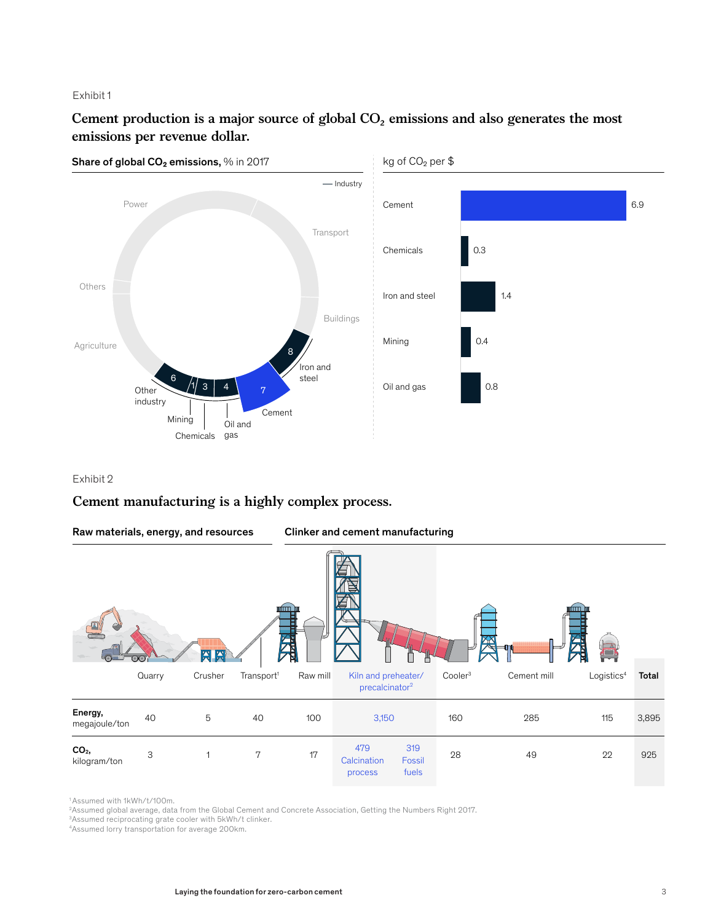Exhibit 1

## Cement production is a major source of global $CO_2$ emissions and also generates the most emissions per revenue dollar.

**Share of global $CO_2$ emissions,** % in 2017

| Sector | % |
|---|---|
| Iron and steel | 8 |
| Cement | 7 |
| Oil and gas | 4 |
| Chemicals | 3 |
| Mining | 1 |
| Other industry | 6 |

Other segments: Industry, Power, Transport, Buildings, Agriculture, Others

kg of $CO_2$ per $

| Sector | kg of $CO_2$ per $ |
|---|---|
| Cement | 6.9 |
| Chemicals | 0.3 |
| Iron and steel | 1.4 |
| Mining | 0.4 |
| Oil and gas | 0.8 |

Exhibit 2

## Cement manufacturing is a highly complex process.

**Raw materials, energy, and resources** | **Clinker and cement manufacturing**

| | Quarry | Crusher | Transport[1] | Raw mill | Kiln and preheater/ precalcinator[2] | | Cooler[3] | Cement mill | Logistics[4] | Total |
|---|---|---|---|---|---|---|---|---|---|---|
| **Energy,** megajoule/ton | 40 | 5 | 40 | 100 | 3,150 | | 160 | 285 | 115 | 3,895 |
| **$CO_2$,** kilogram/ton | 3 | 1 | 7 | 17 | 479 Calcination process | 319 Fossil fuels | 28 | 49 | 22 | 925 |

[1]Assumed with 1kWh/t/100m.
[2]Assumed global average, data from the Global Cement and Concrete Association, Getting the Numbers Right 2017.
[3]Assumed reciprocating grate cooler with 5kWh/t clinker.
[4]Assumed lorry transportation for average 200km.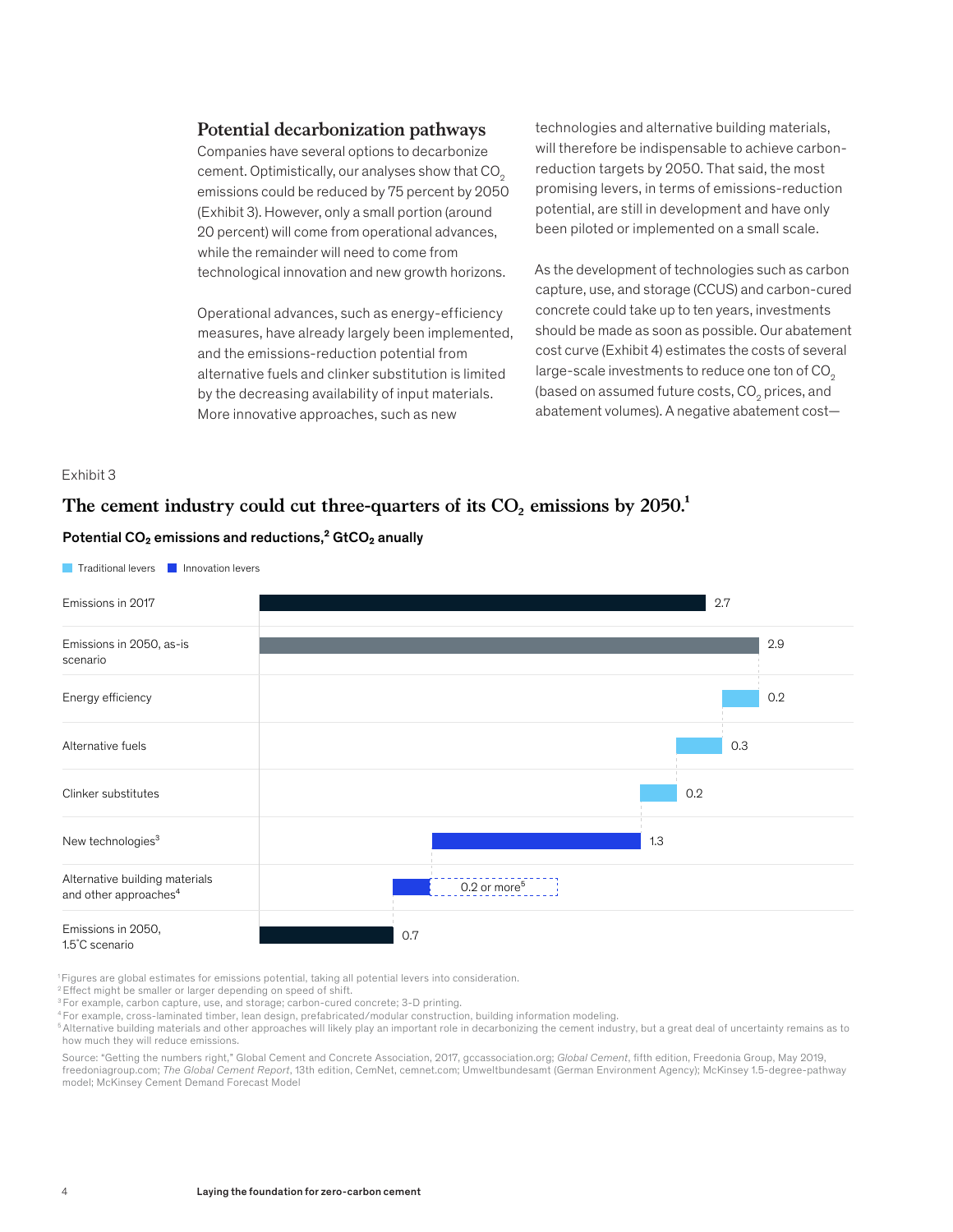## Potential decarbonization pathways

Companies have several options to decarbonize cement. Optimistically, our analyses show that $CO_2$ emissions could be reduced by 75 percent by 2050 (Exhibit 3). However, only a small portion (around 20 percent) will come from operational advances, while the remainder will need to come from technological innovation and new growth horizons.

Operational advances, such as energy-efficiency measures, have already largely been implemented, and the emissions-reduction potential from alternative fuels and clinker substitution is limited by the decreasing availability of input materials. More innovative approaches, such as new technologies and alternative building materials, will therefore be indispensable to achieve carbon-reduction targets by 2050. That said, the most promising levers, in terms of emissions-reduction potential, are still in development and have only been piloted or implemented on a small scale.

As the development of technologies such as carbon capture, use, and storage (CCUS) and carbon-cured concrete could take up to ten years, investments should be made as soon as possible. Our abatement cost curve (Exhibit 4) estimates the costs of several large-scale investments to reduce one ton of $CO_2$ (based on assumed future costs, $CO_2$ prices, and abatement volumes). A negative abatement cost—

Exhibit 3

### The cement industry could cut three-quarters of its $CO_2$ emissions by 2050.[1]

**Potential $CO_2$ emissions and reductions,[2] $GtCO_2$ anually**

Traditional levers | Innovation levers

| Item | Lever type | $GtCO_2$ |
|---|---|---|
| Emissions in 2017 | | 2.7 |
| Emissions in 2050, as-is scenario | | 2.9 |
| Energy efficiency | Traditional | 0.2 |
| Alternative fuels | Traditional | 0.3 |
| Clinker substitutes | Traditional | 0.2 |
| New technologies[3] | Innovation | 1.3 |
| Alternative building materials and other approaches[4] | Innovation | 0.2 or more[5] |
| Emissions in 2050, 1.5˚C scenario | | 0.7 |

[1] Figures are global estimates for emissions potential, taking all potential levers into consideration.
[2] Effect might be smaller or larger depending on speed of shift.
[3] For example, carbon capture, use, and storage; carbon-cured concrete; 3-D printing.
[4] For example, cross-laminated timber, lean design, prefabricated/modular construction, building information modeling.
[5] Alternative building materials and other approaches will likely play an important role in decarbonizing the cement industry, but a great deal of uncertainty remains as to how much they will reduce emissions.

Source: "Getting the numbers right," Global Cement and Concrete Association, 2017, gccassociation.org; *Global Cement*, fifth edition, Freedonia Group, May 2019, freedoniagroup.com; *The Global Cement Report*, 13th edition, CemNet, cemnet.com; Umweltbundesamt (German Environment Agency); McKinsey 1.5-degree-pathway model; McKinsey Cement Demand Forecast Model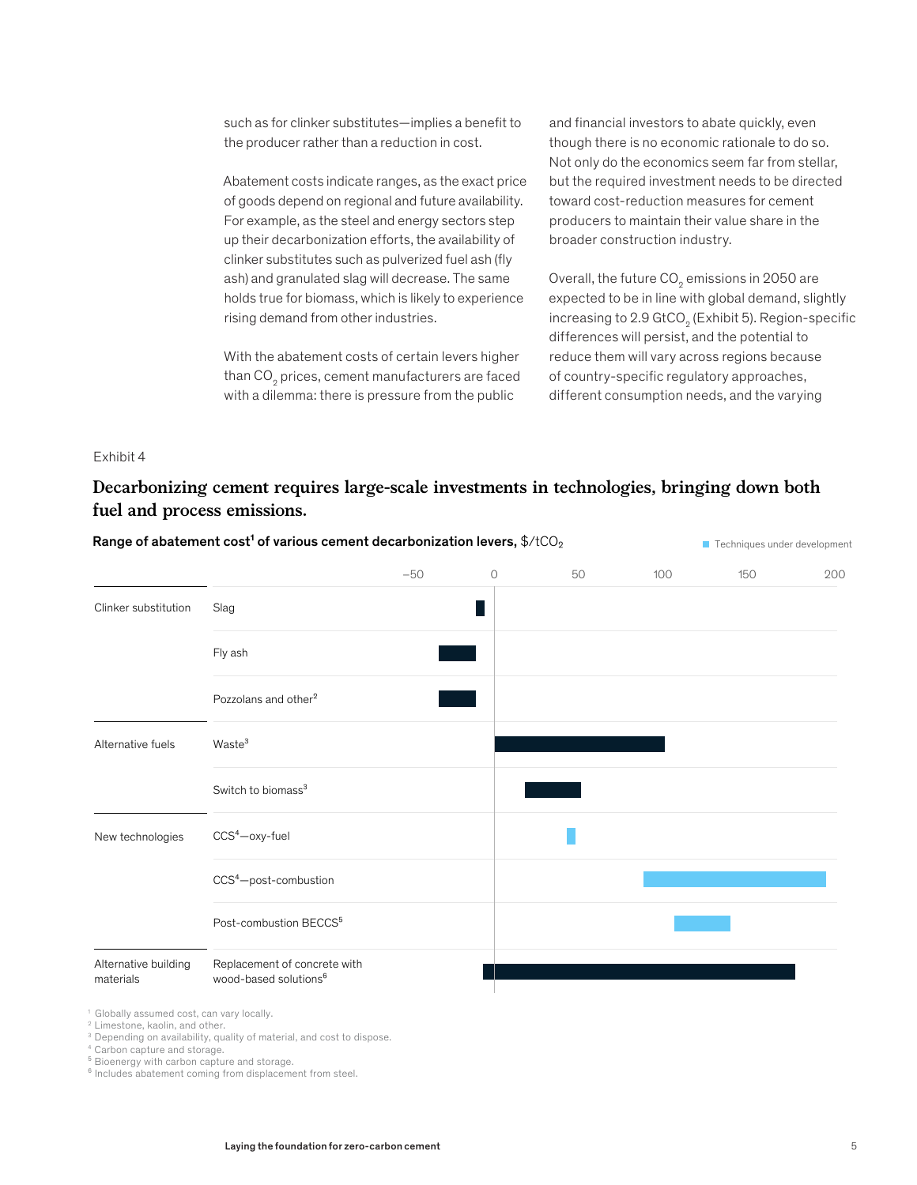such as for clinker substitutes—implies a benefit to the producer rather than a reduction in cost.

Abatement costs indicate ranges, as the exact price of goods depend on regional and future availability. For example, as the steel and energy sectors step up their decarbonization efforts, the availability of clinker substitutes such as pulverized fuel ash (fly ash) and granulated slag will decrease. The same holds true for biomass, which is likely to experience rising demand from other industries.

With the abatement costs of certain levers higher than $CO_2$ prices, cement manufacturers are faced with a dilemma: there is pressure from the public and financial investors to abate quickly, even though there is no economic rationale to do so. Not only do the economics seem far from stellar, but the required investment needs to be directed toward cost-reduction measures for cement producers to maintain their value share in the broader construction industry.

Overall, the future $CO_2$ emissions in 2050 are expected to be in line with global demand, slightly increasing to 2.9 $GtCO_2$ (Exhibit 5). Region-specific differences will persist, and the potential to reduce them will vary across regions because of country-specific regulatory approaches, different consumption needs, and the varying

Exhibit 4

## Decarbonizing cement requires large-scale investments in technologies, bringing down both fuel and process emissions.

**Range of abatement cost[1] of various cement decarbonization levers,** $/$tCO_2$

■ Techniques under development

| Category | Lever | Approximate range, $/$tCO_2$ |
|---|---|---|
| Clinker substitution | Slag | ≈ –11 to –6 |
| | Fly ash | ≈ –33 to –11 |
| | Pozzolans and other[2] | ≈ –33 to –11 |
| Alternative fuels | Waste[3] | ≈ 0 to 101 |
| | Switch to biomass[3] | ≈ 18 to 51 |
| New technologies | CCS[4]—oxy-fuel (under development) | ≈ 43 to 48 |
| | CCS[4]—post-combustion (under development) | ≈ 88 to 197 |
| | Post-combustion BECCS[5] (under development) | ≈ 107 to 140 |
| Alternative building materials | Replacement of concrete with wood-based solutions[6] | ≈ –7 to 179 |

[1] Globally assumed cost, can vary locally.
[2] Limestone, kaolin, and other.
[3] Depending on availability, quality of material, and cost to dispose.
[4] Carbon capture and storage.
[5] Bioenergy with carbon capture and storage.
[6] Includes abatement coming from displacement from steel.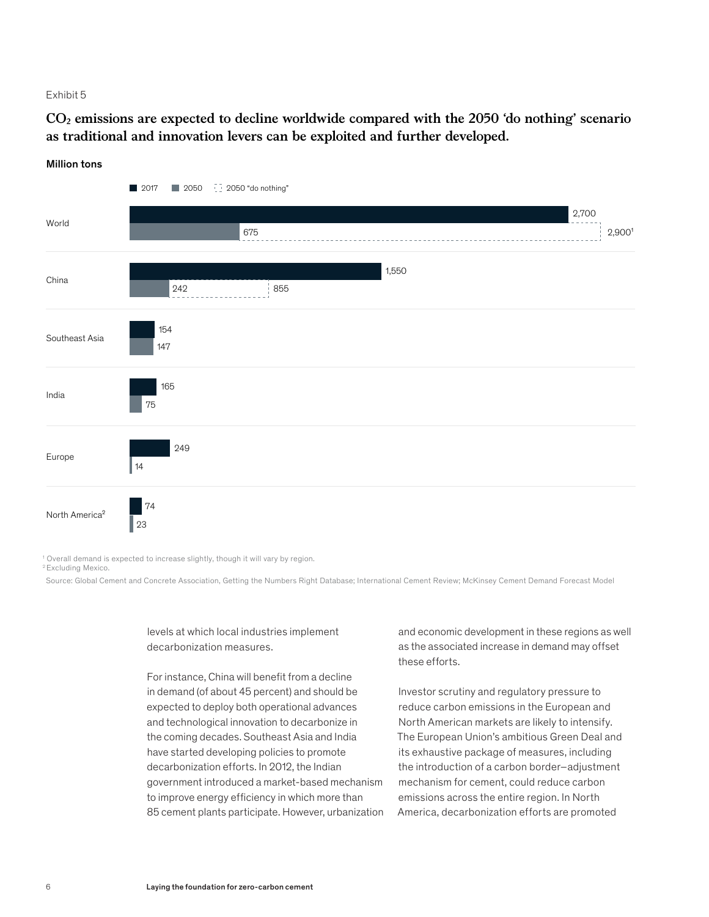Exhibit 5

**$CO_2$ emissions are expected to decline worldwide compared with the 2050 'do nothing' scenario as traditional and innovation levers can be exploited and further developed.**

**Million tons**

| Region | 2017 | 2050 | 2050 "do nothing" |
|---|---|---|---|
| World | 2,700 | 675 | 2,900[1] |
| China | 1,550 | 242 | 855 |
| Southeast Asia | 154 | 147 | |
| India | 165 | 75 | |
| Europe | 249 | 14 | |
| North America[2] | 74 | 23 | |

[1] Overall demand is expected to increase slightly, though it will vary by region.
[2] Excluding Mexico.

Source: Global Cement and Concrete Association, Getting the Numbers Right Database; International Cement Review; McKinsey Cement Demand Forecast Model

levels at which local industries implement decarbonization measures.

For instance, China will benefit from a decline in demand (of about 45 percent) and should be expected to deploy both operational advances and technological innovation to decarbonize in the coming decades. Southeast Asia and India have started developing policies to promote decarbonization efforts. In 2012, the Indian government introduced a market-based mechanism to improve energy efficiency in which more than 85 cement plants participate. However, urbanization and economic development in these regions as well as the associated increase in demand may offset these efforts.

Investor scrutiny and regulatory pressure to reduce carbon emissions in the European and North American markets are likely to intensify. The European Union's ambitious Green Deal and its exhaustive package of measures, including the introduction of a carbon border–adjustment mechanism for cement, could reduce carbon emissions across the entire region. In North America, decarbonization efforts are promoted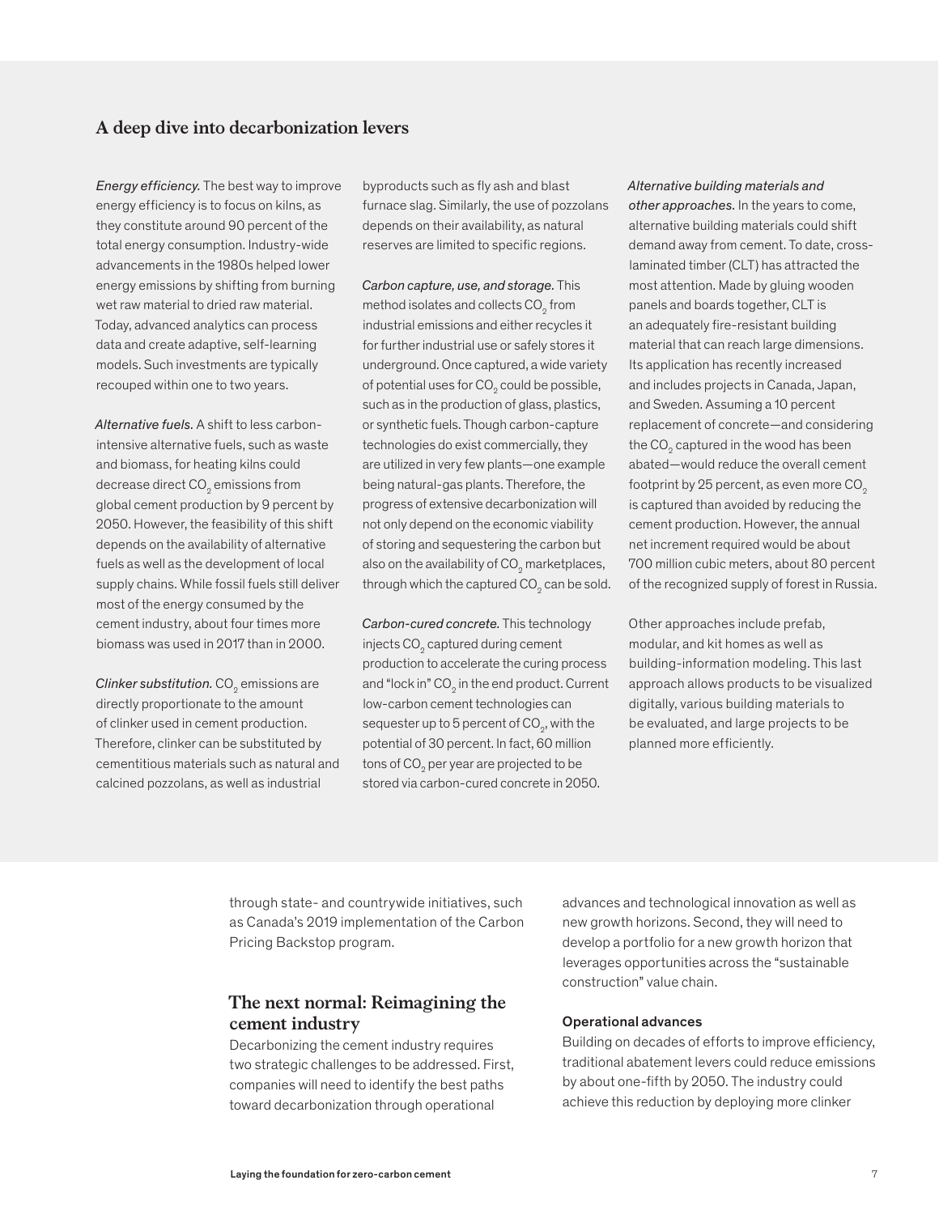## A deep dive into decarbonization levers

*Energy efficiency.* The best way to improve energy efficiency is to focus on kilns, as they constitute around 90 percent of the total energy consumption. Industry-wide advancements in the 1980s helped lower energy emissions by shifting from burning wet raw material to dried raw material. Today, advanced analytics can process data and create adaptive, self-learning models. Such investments are typically recouped within one to two years.

*Alternative fuels.* A shift to less carbon-intensive alternative fuels, such as waste and biomass, for heating kilns could decrease direct $CO_2$ emissions from global cement production by 9 percent by 2050. However, the feasibility of this shift depends on the availability of alternative fuels as well as the development of local supply chains. While fossil fuels still deliver most of the energy consumed by the cement industry, about four times more biomass was used in 2017 than in 2000.

*Clinker substitution.* $CO_2$ emissions are directly proportionate to the amount of clinker used in cement production. Therefore, clinker can be substituted by cementitious materials such as natural and calcined pozzolans, as well as industrial byproducts such as fly ash and blast furnace slag. Similarly, the use of pozzolans depends on their availability, as natural reserves are limited to specific regions.

*Carbon capture, use, and storage.* This method isolates and collects $CO_2$ from industrial emissions and either recycles it for further industrial use or safely stores it underground. Once captured, a wide variety of potential uses for $CO_2$ could be possible, such as in the production of glass, plastics, or synthetic fuels. Though carbon-capture technologies do exist commercially, they are utilized in very few plants—one example being natural-gas plants. Therefore, the progress of extensive decarbonization will not only depend on the economic viability of storing and sequestering the carbon but also on the availability of $CO_2$ marketplaces, through which the captured $CO_2$ can be sold.

*Carbon-cured concrete.* This technology injects $CO_2$ captured during cement production to accelerate the curing process and "lock in" $CO_2$ in the end product. Current low-carbon cement technologies can sequester up to 5 percent of $CO_2$, with the potential of 30 percent. In fact, 60 million tons of $CO_2$ per year are projected to be stored via carbon-cured concrete in 2050.

*Alternative building materials and other approaches.* In the years to come, alternative building materials could shift demand away from cement. To date, cross-laminated timber (CLT) has attracted the most attention. Made by gluing wooden panels and boards together, CLT is an adequately fire-resistant building material that can reach large dimensions. Its application has recently increased and includes projects in Canada, Japan, and Sweden. Assuming a 10 percent replacement of concrete—and considering the $CO_2$ captured in the wood has been abated—would reduce the overall cement footprint by 25 percent, as even more $CO_2$ is captured than avoided by reducing the cement production. However, the annual net increment required would be about 700 million cubic meters, about 80 percent of the recognized supply of forest in Russia.

Other approaches include prefab, modular, and kit homes as well as building-information modeling. This last approach allows products to be visualized digitally, various building materials to be evaluated, and large projects to be planned more efficiently.

through state- and countrywide initiatives, such as Canada's 2019 implementation of the Carbon Pricing Backstop program.

## The next normal: Reimagining the cement industry

Decarbonizing the cement industry requires two strategic challenges to be addressed. First, companies will need to identify the best paths toward decarbonization through operational advances and technological innovation as well as new growth horizons. Second, they will need to develop a portfolio for a new growth horizon that leverages opportunities across the "sustainable construction" value chain.

### Operational advances

Building on decades of efforts to improve efficiency, traditional abatement levers could reduce emissions by about one-fifth by 2050. The industry could achieve this reduction by deploying more clinker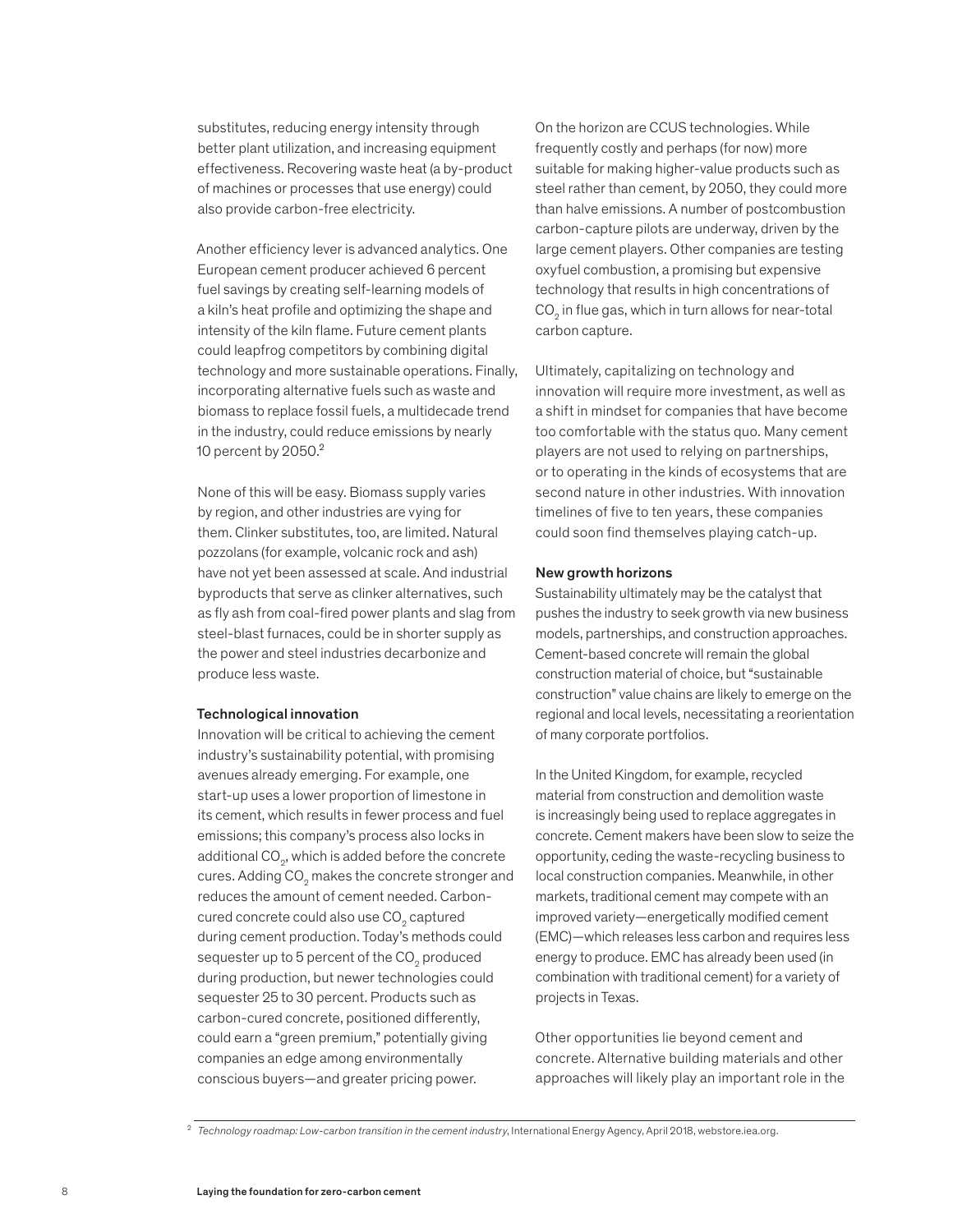substitutes, reducing energy intensity through better plant utilization, and increasing equipment effectiveness. Recovering waste heat (a by-product of machines or processes that use energy) could also provide carbon-free electricity.

Another efficiency lever is advanced analytics. One European cement producer achieved 6 percent fuel savings by creating self-learning models of a kiln's heat profile and optimizing the shape and intensity of the kiln flame. Future cement plants could leapfrog competitors by combining digital technology and more sustainable operations. Finally, incorporating alternative fuels such as waste and biomass to replace fossil fuels, a multidecade trend in the industry, could reduce emissions by nearly 10 percent by 2050.[2]

None of this will be easy. Biomass supply varies by region, and other industries are vying for them. Clinker substitutes, too, are limited. Natural pozzolans (for example, volcanic rock and ash) have not yet been assessed at scale. And industrial byproducts that serve as clinker alternatives, such as fly ash from coal-fired power plants and slag from steel-blast furnaces, could be in shorter supply as the power and steel industries decarbonize and produce less waste.

### Technological innovation

Innovation will be critical to achieving the cement industry's sustainability potential, with promising avenues already emerging. For example, one start-up uses a lower proportion of limestone in its cement, which results in fewer process and fuel emissions; this company's process also locks in additional $CO_2$, which is added before the concrete cures. Adding $CO_2$ makes the concrete stronger and reduces the amount of cement needed. Carbon-cured concrete could also use $CO_2$ captured during cement production. Today's methods could sequester up to 5 percent of the $CO_2$ produced during production, but newer technologies could sequester 25 to 30 percent. Products such as carbon-cured concrete, positioned differently, could earn a "green premium," potentially giving companies an edge among environmentally conscious buyers—and greater pricing power.

On the horizon are CCUS technologies. While frequently costly and perhaps (for now) more suitable for making higher-value products such as steel rather than cement, by 2050, they could more than halve emissions. A number of postcombustion carbon-capture pilots are underway, driven by the large cement players. Other companies are testing oxyfuel combustion, a promising but expensive technology that results in high concentrations of $CO_2$ in flue gas, which in turn allows for near-total carbon capture.

Ultimately, capitalizing on technology and innovation will require more investment, as well as a shift in mindset for companies that have become too comfortable with the status quo. Many cement players are not used to relying on partnerships, or to operating in the kinds of ecosystems that are second nature in other industries. With innovation timelines of five to ten years, these companies could soon find themselves playing catch-up.

### New growth horizons

Sustainability ultimately may be the catalyst that pushes the industry to seek growth via new business models, partnerships, and construction approaches. Cement-based concrete will remain the global construction material of choice, but "sustainable construction" value chains are likely to emerge on the regional and local levels, necessitating a reorientation of many corporate portfolios.

In the United Kingdom, for example, recycled material from construction and demolition waste is increasingly being used to replace aggregates in concrete. Cement makers have been slow to seize the opportunity, ceding the waste-recycling business to local construction companies. Meanwhile, in other markets, traditional cement may compete with an improved variety—energetically modified cement (EMC)—which releases less carbon and requires less energy to produce. EMC has already been used (in combination with traditional cement) for a variety of projects in Texas.

Other opportunities lie beyond cement and concrete. Alternative building materials and other approaches will likely play an important role in the

[2] *Technology roadmap: Low-carbon transition in the cement industry*, International Energy Agency, April 2018, webstore.iea.org.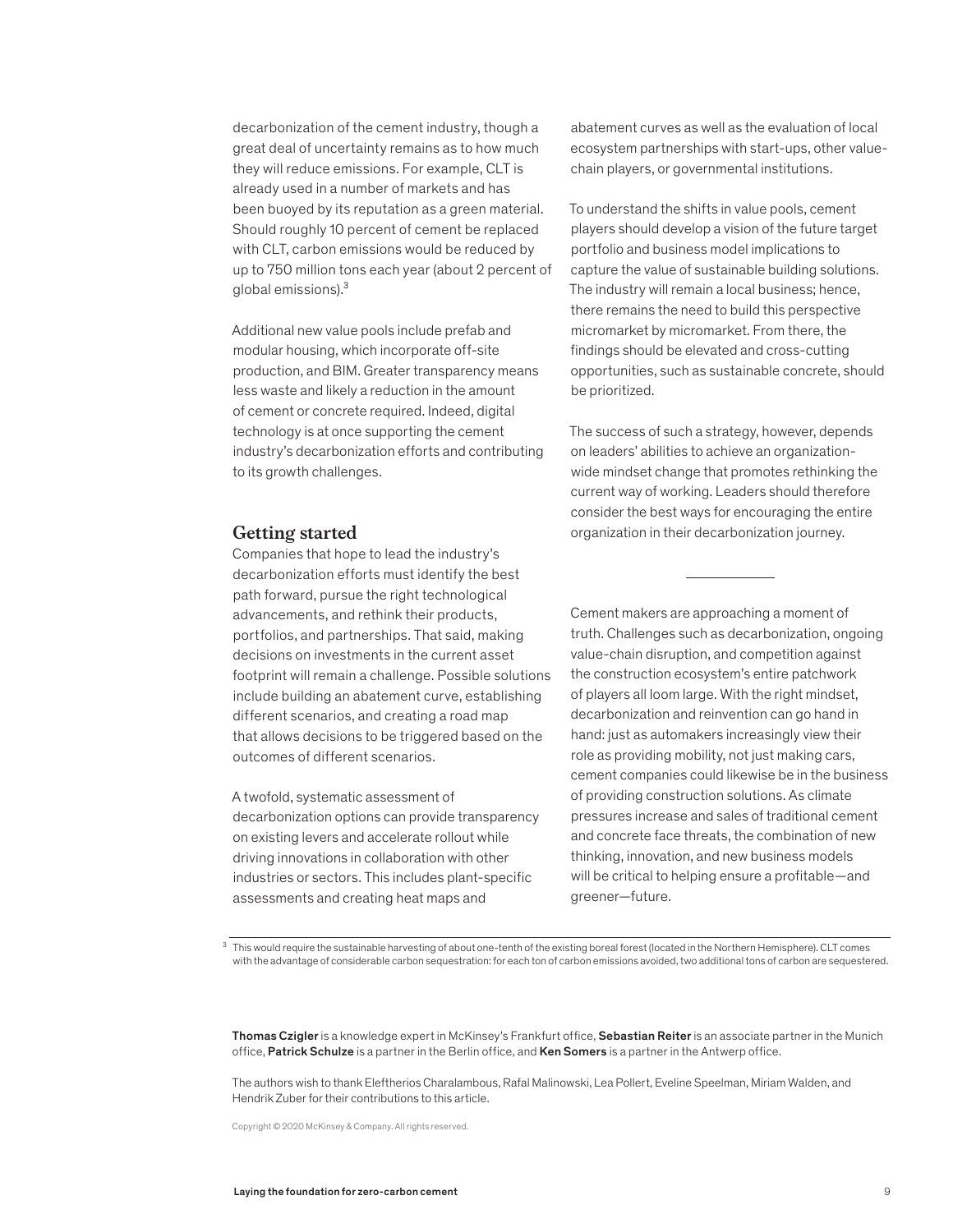decarbonization of the cement industry, though a great deal of uncertainty remains as to how much they will reduce emissions. For example, CLT is already used in a number of markets and has been buoyed by its reputation as a green material. Should roughly 10 percent of cement be replaced with CLT, carbon emissions would be reduced by up to 750 million tons each year (about 2 percent of global emissions).[3]

Additional new value pools include prefab and modular housing, which incorporate off-site production, and BIM. Greater transparency means less waste and likely a reduction in the amount of cement or concrete required. Indeed, digital technology is at once supporting the cement industry's decarbonization efforts and contributing to its growth challenges.

## Getting started

Companies that hope to lead the industry's decarbonization efforts must identify the best path forward, pursue the right technological advancements, and rethink their products, portfolios, and partnerships. That said, making decisions on investments in the current asset footprint will remain a challenge. Possible solutions include building an abatement curve, establishing different scenarios, and creating a road map that allows decisions to be triggered based on the outcomes of different scenarios.

A twofold, systematic assessment of decarbonization options can provide transparency on existing levers and accelerate rollout while driving innovations in collaboration with other industries or sectors. This includes plant-specific assessments and creating heat maps and abatement curves as well as the evaluation of local ecosystem partnerships with start-ups, other value-chain players, or governmental institutions.

To understand the shifts in value pools, cement players should develop a vision of the future target portfolio and business model implications to capture the value of sustainable building solutions. The industry will remain a local business; hence, there remains the need to build this perspective micromarket by micromarket. From there, the findings should be elevated and cross-cutting opportunities, such as sustainable concrete, should be prioritized.

The success of such a strategy, however, depends on leaders' abilities to achieve an organization-wide mindset change that promotes rethinking the current way of working. Leaders should therefore consider the best ways for encouraging the entire organization in their decarbonization journey.

---

Cement makers are approaching a moment of truth. Challenges such as decarbonization, ongoing value-chain disruption, and competition against the construction ecosystem's entire patchwork of players all loom large. With the right mindset, decarbonization and reinvention can go hand in hand: just as automakers increasingly view their role as providing mobility, not just making cars, cement companies could likewise be in the business of providing construction solutions. As climate pressures increase and sales of traditional cement and concrete face threats, the combination of new thinking, innovation, and new business models will be critical to helping ensure a profitable—and greener—future.

[3] This would require the sustainable harvesting of about one-tenth of the existing boreal forest (located in the Northern Hemisphere). CLT comes with the advantage of considerable carbon sequestration: for each ton of carbon emissions avoided, two additional tons of carbon are sequestered.

**Thomas Czigler** is a knowledge expert in McKinsey's Frankfurt office, **Sebastian Reiter** is an associate partner in the Munich office, **Patrick Schulze** is a partner in the Berlin office, and **Ken Somers** is a partner in the Antwerp office.

The authors wish to thank Eleftherios Charalambous, Rafal Malinowski, Lea Pollert, Eveline Speelman, Miriam Walden, and Hendrik Zuber for their contributions to this article.

Copyright © 2020 McKinsey & Company. All rights reserved.